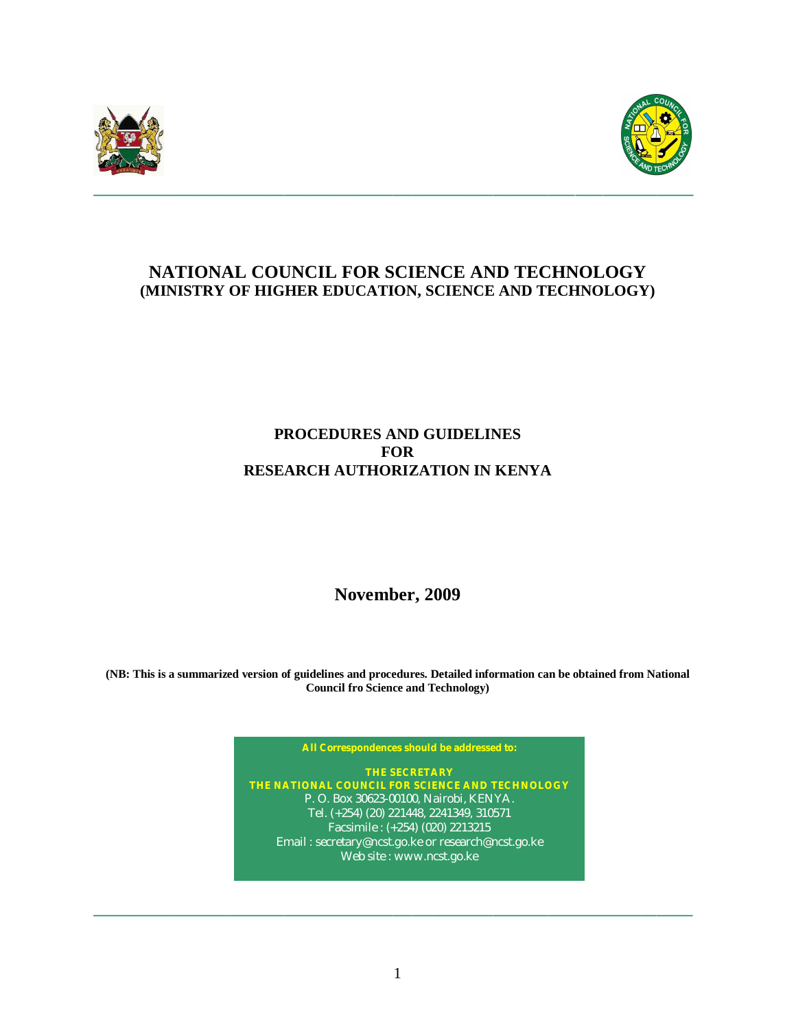# NATIONAL COUNCIL FOR SCIENCE AND TECHNOLOGY
## (MINISTRY OF HIGHER EDUCATION, SCIENCE AND TECHNOLOGY)

## PROCEDURES AND GUIDELINES FOR RESEARCH AUTHORIZATION IN KENYA

**November, 2009**

**(NB: This is a summarized version of guidelines and procedures. Detailed information can be obtained from National Council fro Science and Technology)**

**All Correspondences should be addressed to:**

**THE SECRETARY**
**THE NATIONAL COUNCIL FOR SCIENCE AND TECHNOLOGY**
P. O. Box 30623-00100, Nairobi, KENYA.
Tel. (+254) (20) 221448, 2241349, 310571
Facsimile : (+254) (020) 2213215
Email : secretary@ncst.go.ke or research@ncst.go.ke
Web site : www.ncst.go.ke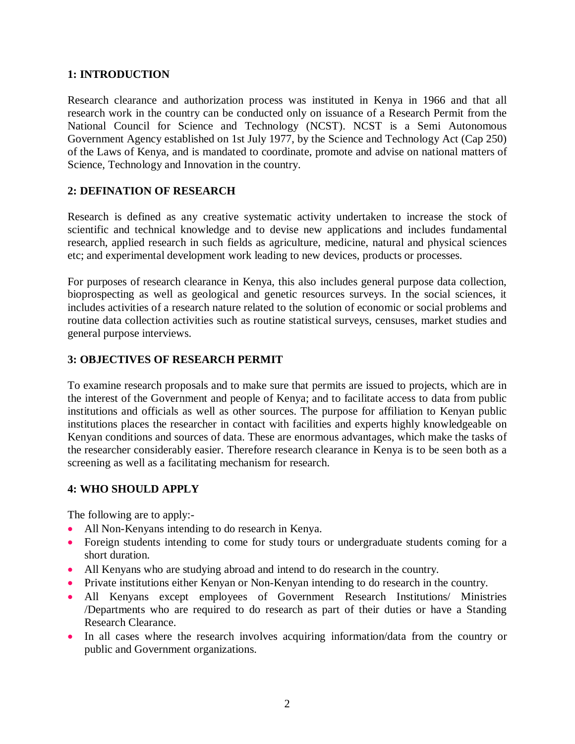## 1: INTRODUCTION

Research clearance and authorization process was instituted in Kenya in 1966 and that all research work in the country can be conducted only on issuance of a Research Permit from the National Council for Science and Technology (NCST). NCST is a Semi Autonomous Government Agency established on 1st July 1977, by the Science and Technology Act (Cap 250) of the Laws of Kenya, and is mandated to coordinate, promote and advise on national matters of Science, Technology and Innovation in the country.

## 2: DEFINATION OF RESEARCH

Research is defined as any creative systematic activity undertaken to increase the stock of scientific and technical knowledge and to devise new applications and includes fundamental research, applied research in such fields as agriculture, medicine, natural and physical sciences etc; and experimental development work leading to new devices, products or processes.

For purposes of research clearance in Kenya, this also includes general purpose data collection, bioprospecting as well as geological and genetic resources surveys. In the social sciences, it includes activities of a research nature related to the solution of economic or social problems and routine data collection activities such as routine statistical surveys, censuses, market studies and general purpose interviews.

## 3: OBJECTIVES OF RESEARCH PERMIT

To examine research proposals and to make sure that permits are issued to projects, which are in the interest of the Government and people of Kenya; and to facilitate access to data from public institutions and officials as well as other sources. The purpose for affiliation to Kenyan public institutions places the researcher in contact with facilities and experts highly knowledgeable on Kenyan conditions and sources of data. These are enormous advantages, which make the tasks of the researcher considerably easier. Therefore research clearance in Kenya is to be seen both as a screening as well as a facilitating mechanism for research.

## 4: WHO SHOULD APPLY

The following are to apply:-

- All Non-Kenyans intending to do research in Kenya.
- Foreign students intending to come for study tours or undergraduate students coming for a short duration.
- All Kenyans who are studying abroad and intend to do research in the country.
- Private institutions either Kenyan or Non-Kenyan intending to do research in the country.
- All Kenyans except employees of Government Research Institutions/ Ministries /Departments who are required to do research as part of their duties or have a Standing Research Clearance.
- In all cases where the research involves acquiring information/data from the country or public and Government organizations.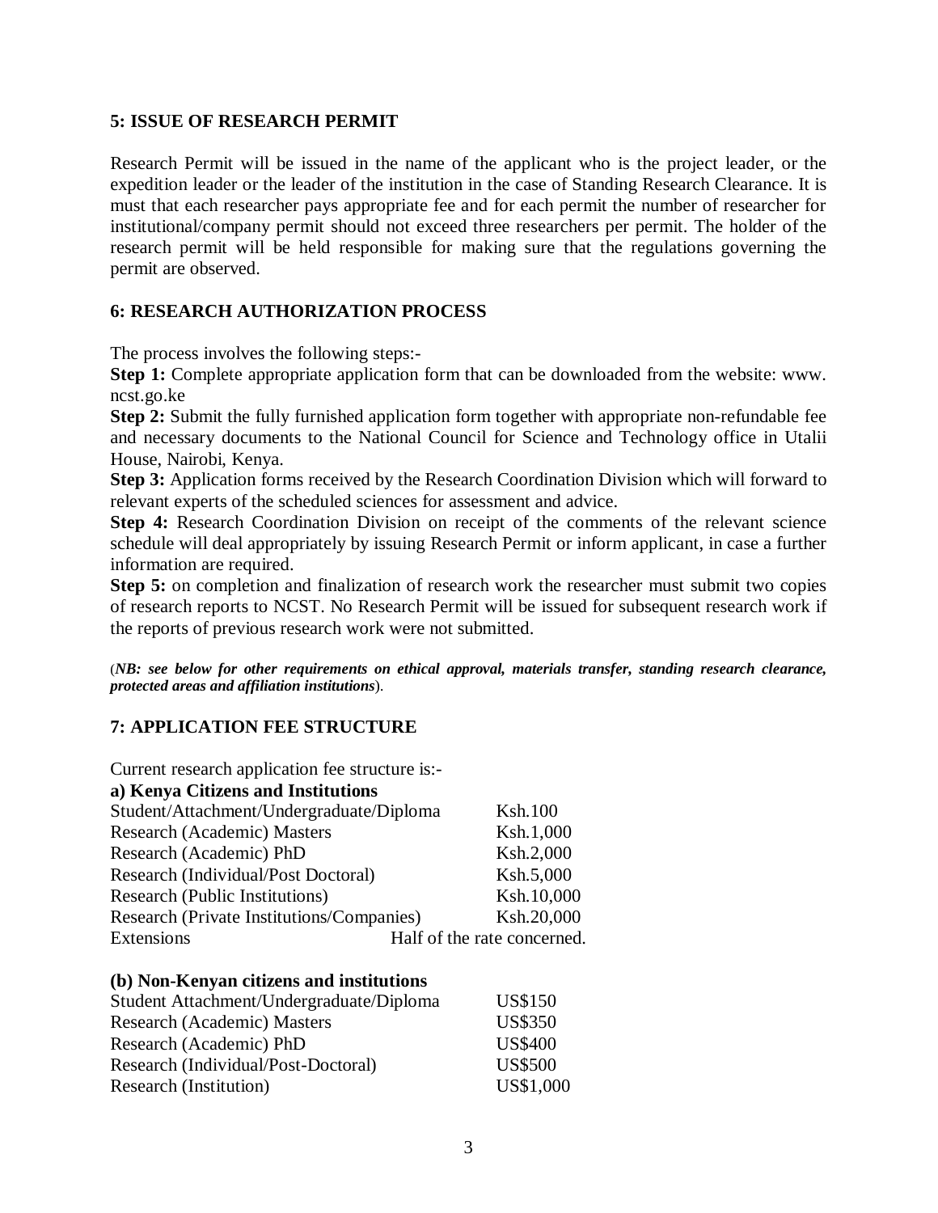## 5: ISSUE OF RESEARCH PERMIT

Research Permit will be issued in the name of the applicant who is the project leader, or the expedition leader or the leader of the institution in the case of Standing Research Clearance. It is must that each researcher pays appropriate fee and for each permit the number of researcher for institutional/company permit should not exceed three researchers per permit. The holder of the research permit will be held responsible for making sure that the regulations governing the permit are observed.

## 6: RESEARCH AUTHORIZATION PROCESS

The process involves the following steps:-

**Step 1:** Complete appropriate application form that can be downloaded from the website: www. ncst.go.ke

**Step 2:** Submit the fully furnished application form together with appropriate non-refundable fee and necessary documents to the National Council for Science and Technology office in Utalii House, Nairobi, Kenya.

**Step 3:** Application forms received by the Research Coordination Division which will forward to relevant experts of the scheduled sciences for assessment and advice.

**Step 4:** Research Coordination Division on receipt of the comments of the relevant science schedule will deal appropriately by issuing Research Permit or inform applicant, in case a further information are required.

**Step 5:** on completion and finalization of research work the researcher must submit two copies of research reports to NCST. No Research Permit will be issued for subsequent research work if the reports of previous research work were not submitted.

(***NB: see below for other requirements on ethical approval, materials transfer, standing research clearance, protected areas and affiliation institutions***).

## 7: APPLICATION FEE STRUCTURE

Current research application fee structure is:-

**a) Kenya Citizens and Institutions**

| Category | Fee |
|---|---|
| Student/Attachment/Undergraduate/Diploma | Ksh.100 |
| Research (Academic) Masters | Ksh.1,000 |
| Research (Academic) PhD | Ksh.2,000 |
| Research (Individual/Post Doctoral) | Ksh.5,000 |
| Research (Public Institutions) | Ksh.10,000 |
| Research (Private Institutions/Companies) | Ksh.20,000 |
| Extensions | Half of the rate concerned. |

**(b) Non-Kenyan citizens and institutions**

| Category | Fee |
|---|---|
| Student Attachment/Undergraduate/Diploma | US$150 |
| Research (Academic) Masters | US$350 |
| Research (Academic) PhD | US$400 |
| Research (Individual/Post-Doctoral) | US$500 |
| Research (Institution) | US$1,000 |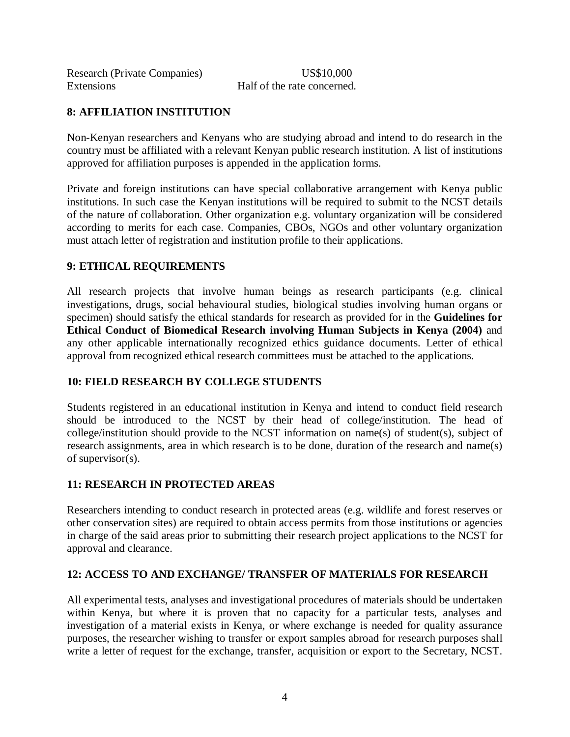| | |
|---|---|
| Research (Private Companies) | US$10,000 |
| Extensions | Half of the rate concerned. |

## 8: AFFILIATION INSTITUTION

Non-Kenyan researchers and Kenyans who are studying abroad and intend to do research in the country must be affiliated with a relevant Kenyan public research institution. A list of institutions approved for affiliation purposes is appended in the application forms.

Private and foreign institutions can have special collaborative arrangement with Kenya public institutions. In such case the Kenyan institutions will be required to submit to the NCST details of the nature of collaboration. Other organization e.g. voluntary organization will be considered according to merits for each case. Companies, CBOs, NGOs and other voluntary organization must attach letter of registration and institution profile to their applications.

## 9: ETHICAL REQUIREMENTS

All research projects that involve human beings as research participants (e.g. clinical investigations, drugs, social behavioural studies, biological studies involving human organs or specimen) should satisfy the ethical standards for research as provided for in the **Guidelines for Ethical Conduct of Biomedical Research involving Human Subjects in Kenya (2004)** and any other applicable internationally recognized ethics guidance documents. Letter of ethical approval from recognized ethical research committees must be attached to the applications.

## 10: FIELD RESEARCH BY COLLEGE STUDENTS

Students registered in an educational institution in Kenya and intend to conduct field research should be introduced to the NCST by their head of college/institution. The head of college/institution should provide to the NCST information on name(s) of student(s), subject of research assignments, area in which research is to be done, duration of the research and name(s) of supervisor(s).

## 11: RESEARCH IN PROTECTED AREAS

Researchers intending to conduct research in protected areas (e.g. wildlife and forest reserves or other conservation sites) are required to obtain access permits from those institutions or agencies in charge of the said areas prior to submitting their research project applications to the NCST for approval and clearance.

## 12: ACCESS TO AND EXCHANGE/ TRANSFER OF MATERIALS FOR RESEARCH

All experimental tests, analyses and investigational procedures of materials should be undertaken within Kenya, but where it is proven that no capacity for a particular tests, analyses and investigation of a material exists in Kenya, or where exchange is needed for quality assurance purposes, the researcher wishing to transfer or export samples abroad for research purposes shall write a letter of request for the exchange, transfer, acquisition or export to the Secretary, NCST.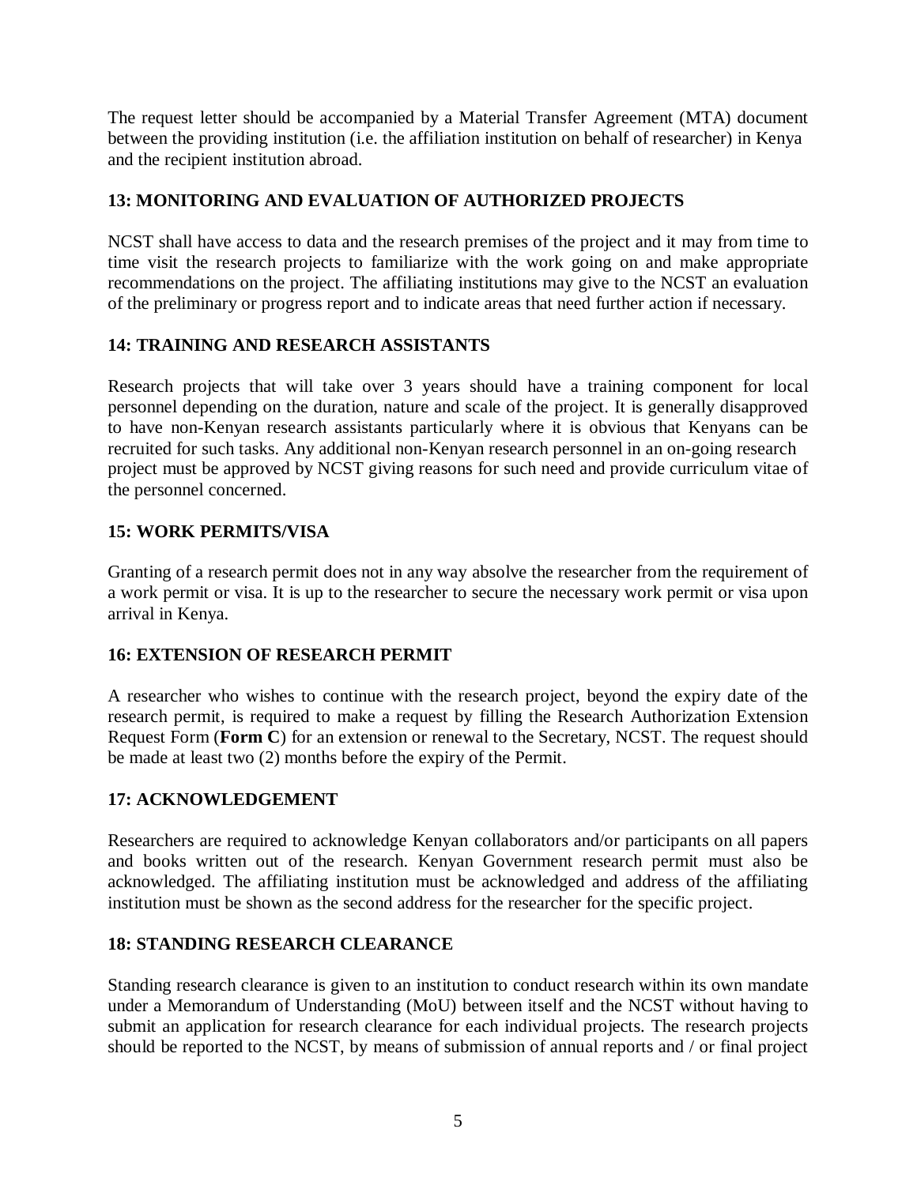The request letter should be accompanied by a Material Transfer Agreement (MTA) document between the providing institution (i.e. the affiliation institution on behalf of researcher) in Kenya and the recipient institution abroad.

## 13: MONITORING AND EVALUATION OF AUTHORIZED PROJECTS

NCST shall have access to data and the research premises of the project and it may from time to time visit the research projects to familiarize with the work going on and make appropriate recommendations on the project. The affiliating institutions may give to the NCST an evaluation of the preliminary or progress report and to indicate areas that need further action if necessary.

## 14: TRAINING AND RESEARCH ASSISTANTS

Research projects that will take over 3 years should have a training component for local personnel depending on the duration, nature and scale of the project. It is generally disapproved to have non-Kenyan research assistants particularly where it is obvious that Kenyans can be recruited for such tasks. Any additional non-Kenyan research personnel in an on-going research project must be approved by NCST giving reasons for such need and provide curriculum vitae of the personnel concerned.

## 15: WORK PERMITS/VISA

Granting of a research permit does not in any way absolve the researcher from the requirement of a work permit or visa. It is up to the researcher to secure the necessary work permit or visa upon arrival in Kenya.

## 16: EXTENSION OF RESEARCH PERMIT

A researcher who wishes to continue with the research project, beyond the expiry date of the research permit, is required to make a request by filling the Research Authorization Extension Request Form (**Form C**) for an extension or renewal to the Secretary, NCST. The request should be made at least two (2) months before the expiry of the Permit.

## 17: ACKNOWLEDGEMENT

Researchers are required to acknowledge Kenyan collaborators and/or participants on all papers and books written out of the research. Kenyan Government research permit must also be acknowledged. The affiliating institution must be acknowledged and address of the affiliating institution must be shown as the second address for the researcher for the specific project.

## 18: STANDING RESEARCH CLEARANCE

Standing research clearance is given to an institution to conduct research within its own mandate under a Memorandum of Understanding (MoU) between itself and the NCST without having to submit an application for research clearance for each individual projects. The research projects should be reported to the NCST, by means of submission of annual reports and / or final project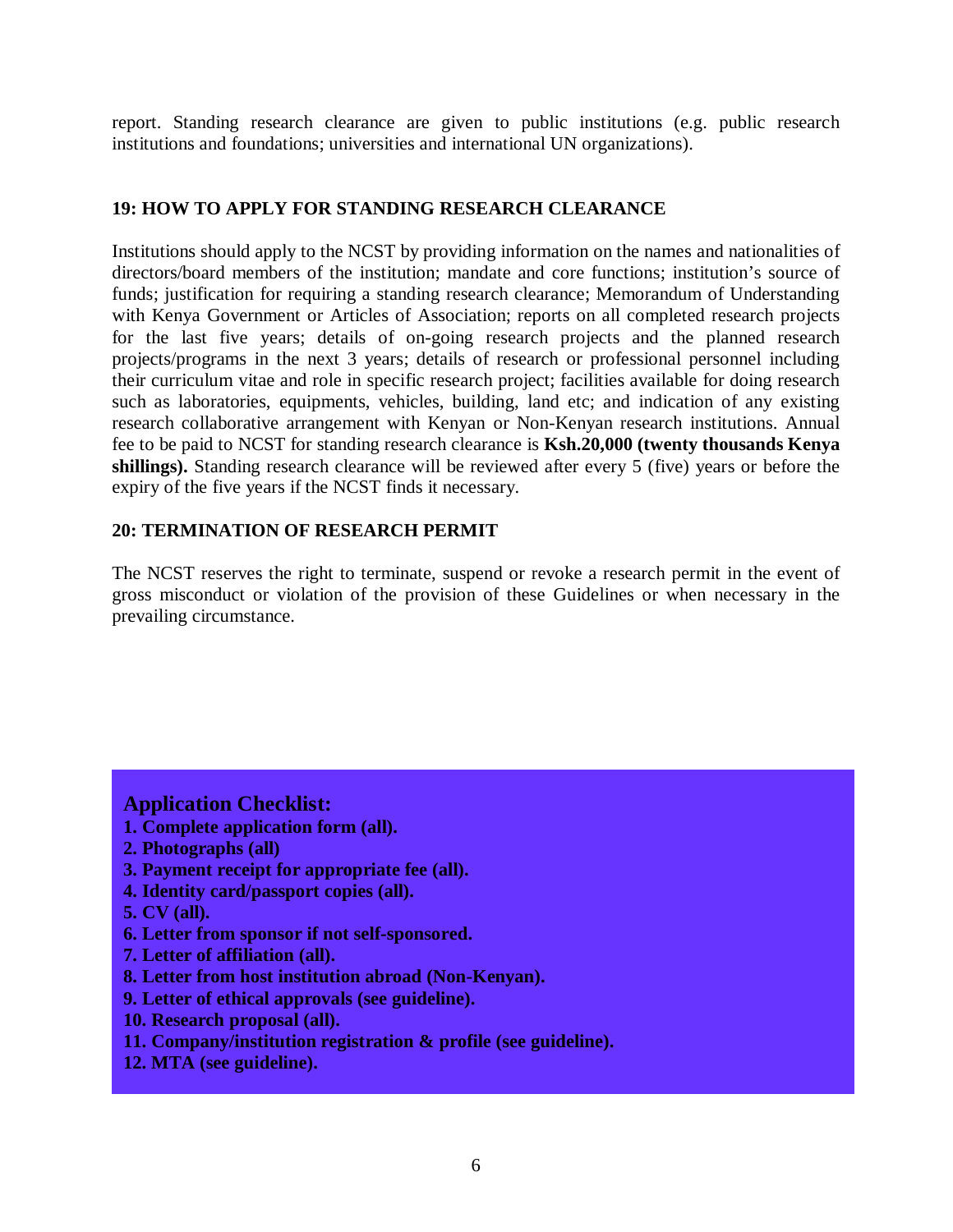report. Standing research clearance are given to public institutions (e.g. public research institutions and foundations; universities and international UN organizations).

## 19: HOW TO APPLY FOR STANDING RESEARCH CLEARANCE

Institutions should apply to the NCST by providing information on the names and nationalities of directors/board members of the institution; mandate and core functions; institution's source of funds; justification for requiring a standing research clearance; Memorandum of Understanding with Kenya Government or Articles of Association; reports on all completed research projects for the last five years; details of on-going research projects and the planned research projects/programs in the next 3 years; details of research or professional personnel including their curriculum vitae and role in specific research project; facilities available for doing research such as laboratories, equipments, vehicles, building, land etc; and indication of any existing research collaborative arrangement with Kenyan or Non-Kenyan research institutions. Annual fee to be paid to NCST for standing research clearance is **Ksh.20,000 (twenty thousands Kenya shillings).** Standing research clearance will be reviewed after every 5 (five) years or before the expiry of the five years if the NCST finds it necessary.

## 20: TERMINATION OF RESEARCH PERMIT

The NCST reserves the right to terminate, suspend or revoke a research permit in the event of gross misconduct or violation of the provision of these Guidelines or when necessary in the prevailing circumstance.

### Application Checklist:

**1. Complete application form (all).**
**2. Photographs (all)**
**3. Payment receipt for appropriate fee (all).**
**4. Identity card/passport copies (all).**
**5. CV (all).**
**6. Letter from sponsor if not self-sponsored.**
**7. Letter of affiliation (all).**
**8. Letter from host institution abroad (Non-Kenyan).**
**9. Letter of ethical approvals (see guideline).**
**10. Research proposal (all).**
**11. Company/institution registration & profile (see guideline).**
**12. MTA (see guideline).**